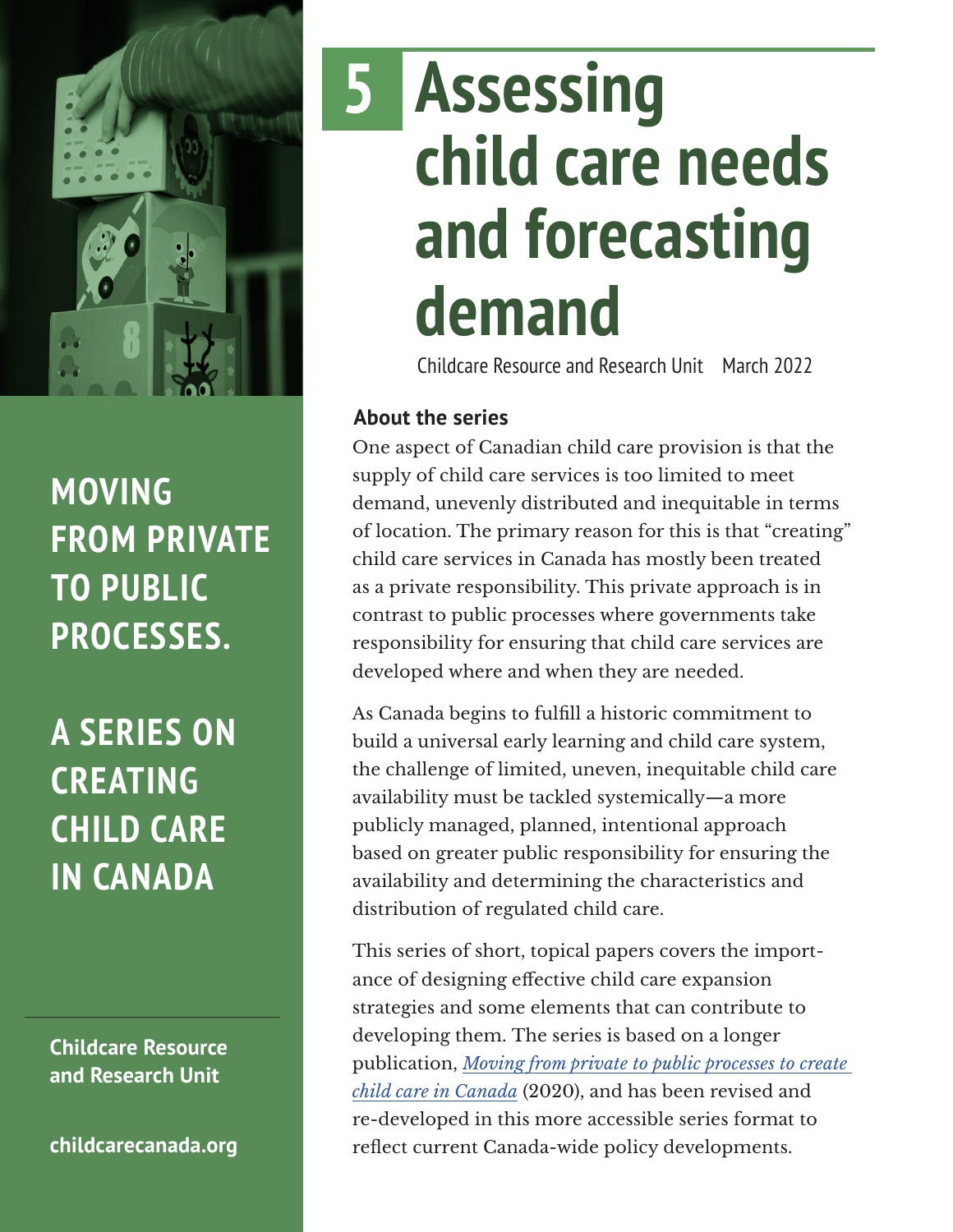# 5 Assessing child care needs and forecasting demand

Childcare Resource and Research Unit   March 2022

**MOVING FROM PRIVATE TO PUBLIC PROCESSES.**

**A SERIES ON CREATING CHILD CARE IN CANADA**

**Childcare Resource and Research Unit**

**childcarecanada.org**

### About the series

One aspect of Canadian child care provision is that the supply of child care services is too limited to meet demand, unevenly distributed and inequitable in terms of location. The primary reason for this is that "creating" child care services in Canada has mostly been treated as a private responsibility. This private approach is in contrast to public processes where governments take responsibility for ensuring that child care services are developed where and when they are needed.

As Canada begins to fulfill a historic commitment to build a universal early learning and child care system, the challenge of limited, uneven, inequitable child care availability must be tackled systemically—a more publicly managed, planned, intentional approach based on greater public responsibility for ensuring the availability and determining the characteristics and distribution of regulated child care.

This series of short, topical papers covers the importance of designing effective child care expansion strategies and some elements that can contribute to developing them. The series is based on a longer publication, *Moving from private to public processes to create child care in Canada* (2020), and has been revised and re-developed in this more accessible series format to reflect current Canada-wide policy developments.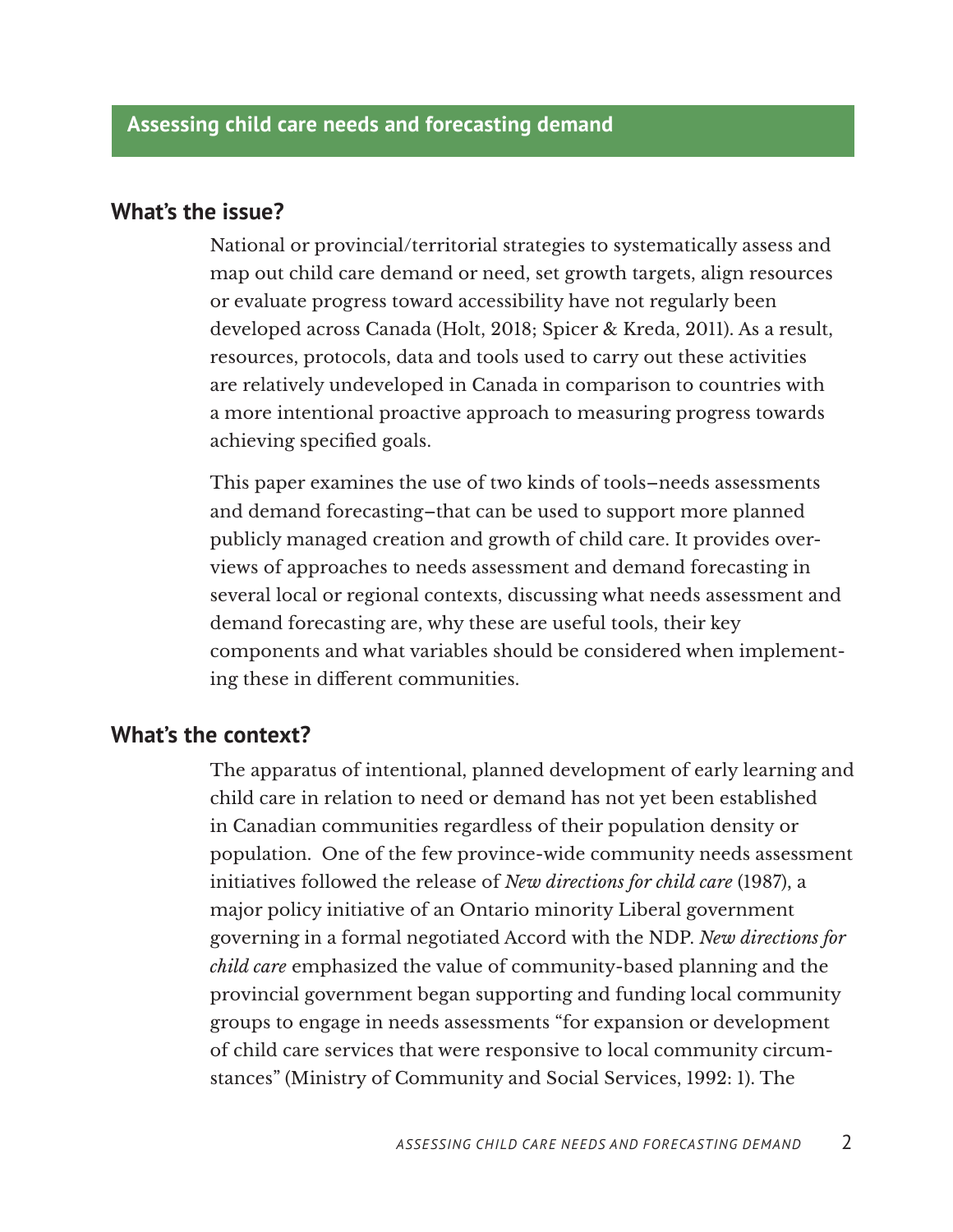## Assessing child care needs and forecasting demand

## What's the issue?

National or provincial/territorial strategies to systematically assess and map out child care demand or need, set growth targets, align resources or evaluate progress toward accessibility have not regularly been developed across Canada (Holt, 2018; Spicer & Kreda, 2011). As a result, resources, protocols, data and tools used to carry out these activities are relatively undeveloped in Canada in comparison to countries with a more intentional proactive approach to measuring progress towards achieving specified goals.

This paper examines the use of two kinds of tools–needs assessments and demand forecasting–that can be used to support more planned publicly managed creation and growth of child care. It provides overviews of approaches to needs assessment and demand forecasting in several local or regional contexts, discussing what needs assessment and demand forecasting are, why these are useful tools, their key components and what variables should be considered when implementing these in different communities.

## What's the context?

The apparatus of intentional, planned development of early learning and child care in relation to need or demand has not yet been established in Canadian communities regardless of their population density or population. One of the few province-wide community needs assessment initiatives followed the release of *New directions for child care* (1987), a major policy initiative of an Ontario minority Liberal government governing in a formal negotiated Accord with the NDP. *New directions for child care* emphasized the value of community-based planning and the provincial government began supporting and funding local community groups to engage in needs assessments "for expansion or development of child care services that were responsive to local community circumstances" (Ministry of Community and Social Services, 1992: 1). The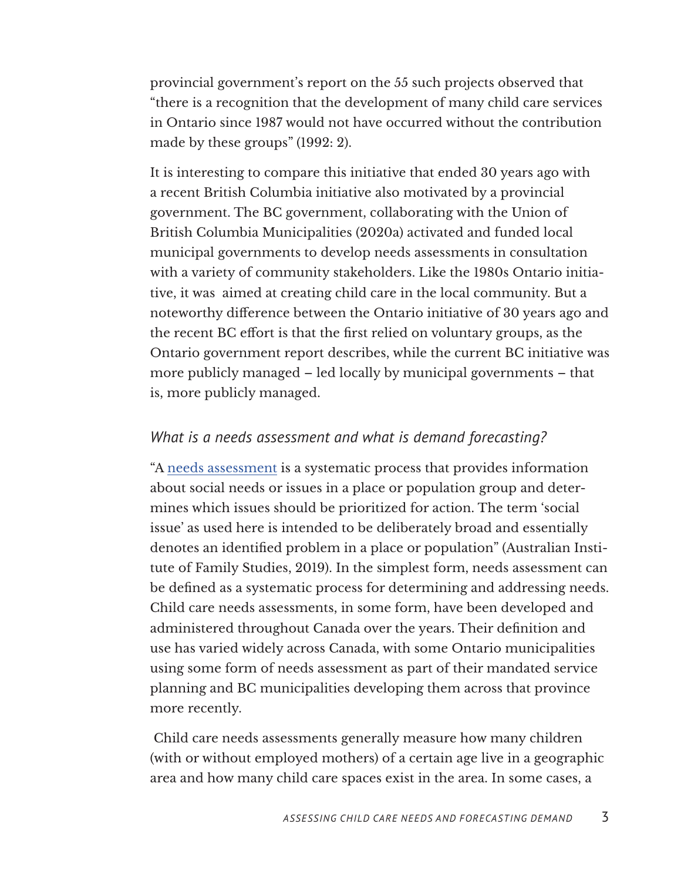provincial government's report on the 55 such projects observed that "there is a recognition that the development of many child care services in Ontario since 1987 would not have occurred without the contribution made by these groups" (1992: 2).

It is interesting to compare this initiative that ended 30 years ago with a recent British Columbia initiative also motivated by a provincial government. The BC government, collaborating with the Union of British Columbia Municipalities (2020a) activated and funded local municipal governments to develop needs assessments in consultation with a variety of community stakeholders. Like the 1980s Ontario initiative, it was aimed at creating child care in the local community. But a noteworthy difference between the Ontario initiative of 30 years ago and the recent BC effort is that the first relied on voluntary groups, as the Ontario government report describes, while the current BC initiative was more publicly managed – led locally by municipal governments – that is, more publicly managed.

### *What is a needs assessment and what is demand forecasting?*

"A needs assessment is a systematic process that provides information about social needs or issues in a place or population group and determines which issues should be prioritized for action. The term 'social issue' as used here is intended to be deliberately broad and essentially denotes an identified problem in a place or population" (Australian Institute of Family Studies, 2019). In the simplest form, needs assessment can be defined as a systematic process for determining and addressing needs. Child care needs assessments, in some form, have been developed and administered throughout Canada over the years. Their definition and use has varied widely across Canada, with some Ontario municipalities using some form of needs assessment as part of their mandated service planning and BC municipalities developing them across that province more recently.

Child care needs assessments generally measure how many children (with or without employed mothers) of a certain age live in a geographic area and how many child care spaces exist in the area. In some cases, a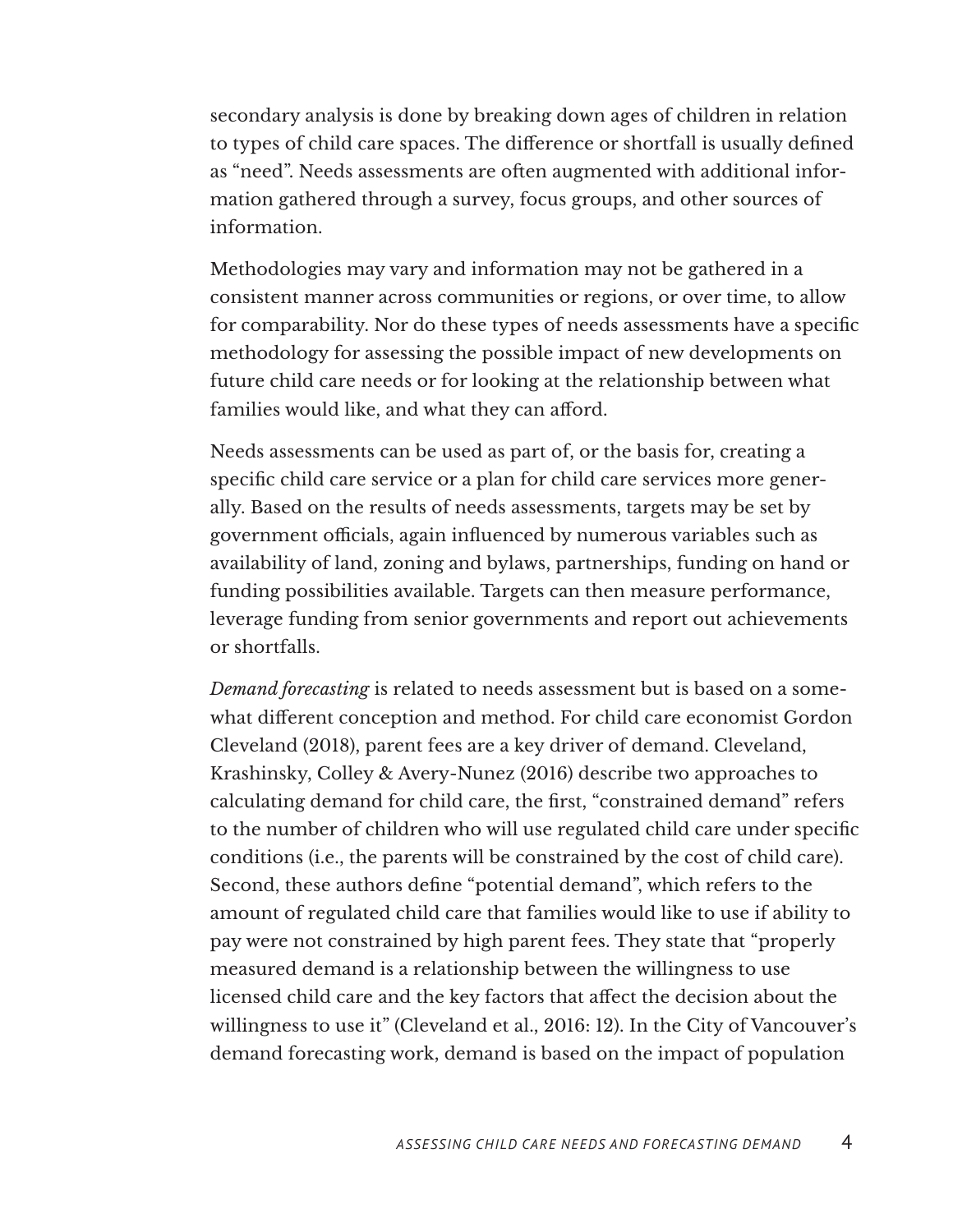secondary analysis is done by breaking down ages of children in relation to types of child care spaces. The difference or shortfall is usually defined as "need". Needs assessments are often augmented with additional information gathered through a survey, focus groups, and other sources of information.

Methodologies may vary and information may not be gathered in a consistent manner across communities or regions, or over time, to allow for comparability. Nor do these types of needs assessments have a specific methodology for assessing the possible impact of new developments on future child care needs or for looking at the relationship between what families would like, and what they can afford.

Needs assessments can be used as part of, or the basis for, creating a specific child care service or a plan for child care services more generally. Based on the results of needs assessments, targets may be set by government officials, again influenced by numerous variables such as availability of land, zoning and bylaws, partnerships, funding on hand or funding possibilities available. Targets can then measure performance, leverage funding from senior governments and report out achievements or shortfalls.

*Demand forecasting* is related to needs assessment but is based on a somewhat different conception and method. For child care economist Gordon Cleveland (2018), parent fees are a key driver of demand. Cleveland, Krashinsky, Colley & Avery-Nunez (2016) describe two approaches to calculating demand for child care, the first, "constrained demand" refers to the number of children who will use regulated child care under specific conditions (i.e., the parents will be constrained by the cost of child care). Second, these authors define "potential demand", which refers to the amount of regulated child care that families would like to use if ability to pay were not constrained by high parent fees. They state that "properly measured demand is a relationship between the willingness to use licensed child care and the key factors that affect the decision about the willingness to use it" (Cleveland et al., 2016: 12). In the City of Vancouver's demand forecasting work, demand is based on the impact of population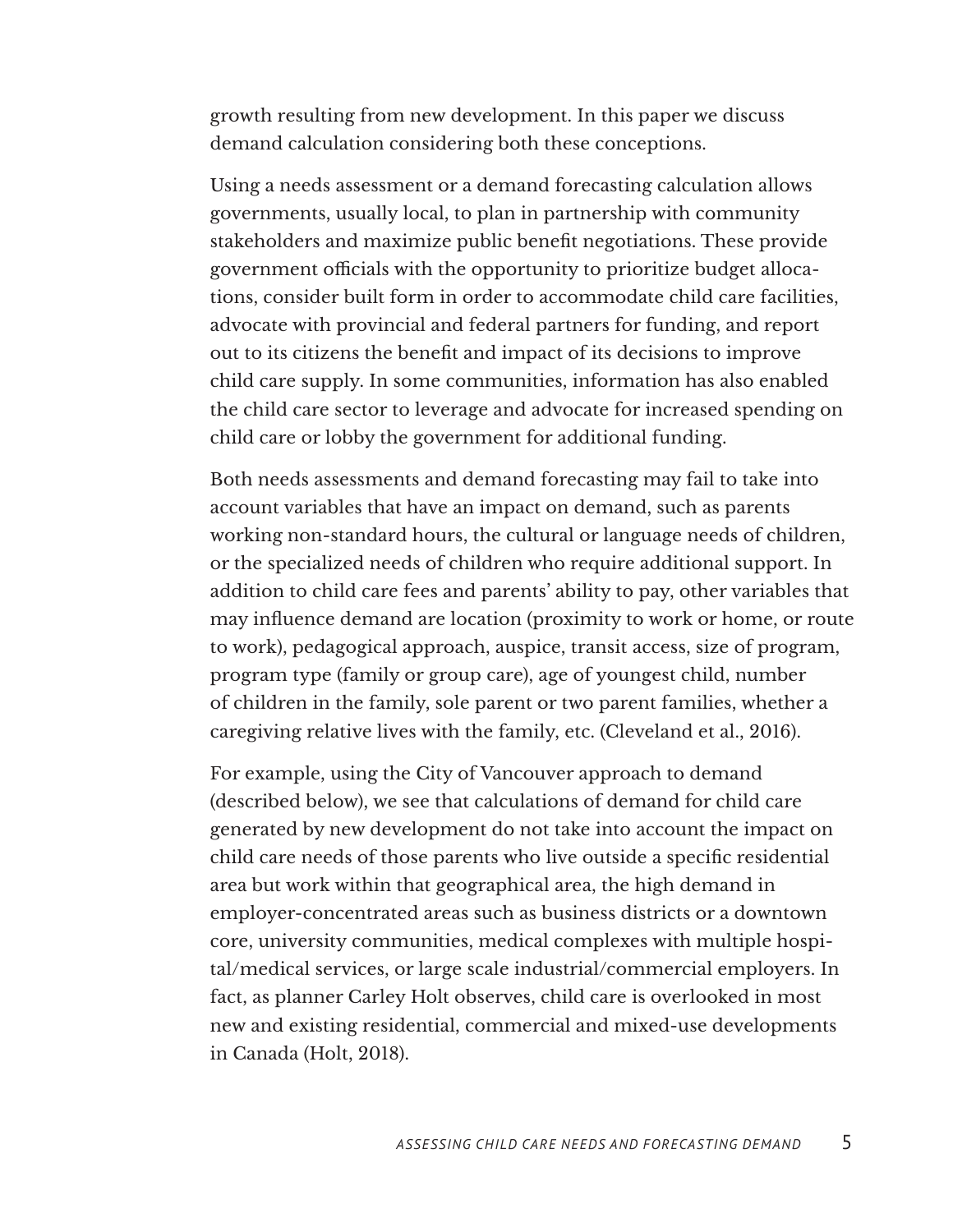growth resulting from new development. In this paper we discuss demand calculation considering both these conceptions.

Using a needs assessment or a demand forecasting calculation allows governments, usually local, to plan in partnership with community stakeholders and maximize public benefit negotiations. These provide government officials with the opportunity to prioritize budget allocations, consider built form in order to accommodate child care facilities, advocate with provincial and federal partners for funding, and report out to its citizens the benefit and impact of its decisions to improve child care supply. In some communities, information has also enabled the child care sector to leverage and advocate for increased spending on child care or lobby the government for additional funding.

Both needs assessments and demand forecasting may fail to take into account variables that have an impact on demand, such as parents working non-standard hours, the cultural or language needs of children, or the specialized needs of children who require additional support. In addition to child care fees and parents' ability to pay, other variables that may influence demand are location (proximity to work or home, or route to work), pedagogical approach, auspice, transit access, size of program, program type (family or group care), age of youngest child, number of children in the family, sole parent or two parent families, whether a caregiving relative lives with the family, etc. (Cleveland et al., 2016).

For example, using the City of Vancouver approach to demand (described below), we see that calculations of demand for child care generated by new development do not take into account the impact on child care needs of those parents who live outside a specific residential area but work within that geographical area, the high demand in employer-concentrated areas such as business districts or a downtown core, university communities, medical complexes with multiple hospital/medical services, or large scale industrial/commercial employers. In fact, as planner Carley Holt observes, child care is overlooked in most new and existing residential, commercial and mixed-use developments in Canada (Holt, 2018).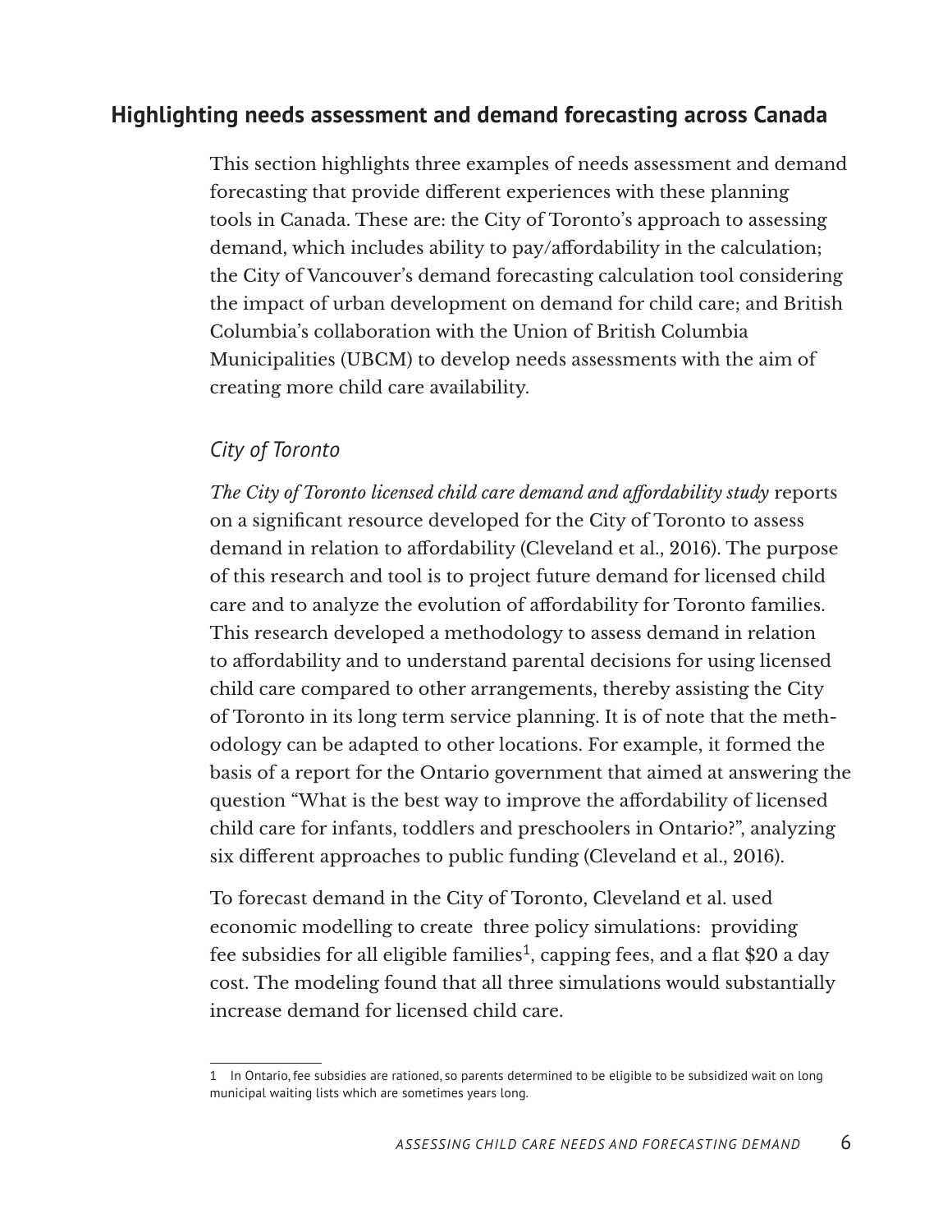## Highlighting needs assessment and demand forecasting across Canada

This section highlights three examples of needs assessment and demand forecasting that provide different experiences with these planning tools in Canada. These are: the City of Toronto's approach to assessing demand, which includes ability to pay/affordability in the calculation; the City of Vancouver's demand forecasting calculation tool considering the impact of urban development on demand for child care; and British Columbia's collaboration with the Union of British Columbia Municipalities (UBCM) to develop needs assessments with the aim of creating more child care availability.

### *City of Toronto*

*The City of Toronto licensed child care demand and affordability study* reports on a significant resource developed for the City of Toronto to assess demand in relation to affordability (Cleveland et al., 2016). The purpose of this research and tool is to project future demand for licensed child care and to analyze the evolution of affordability for Toronto families. This research developed a methodology to assess demand in relation to affordability and to understand parental decisions for using licensed child care compared to other arrangements, thereby assisting the City of Toronto in its long term service planning. It is of note that the methodology can be adapted to other locations. For example, it formed the basis of a report for the Ontario government that aimed at answering the question "What is the best way to improve the affordability of licensed child care for infants, toddlers and preschoolers in Ontario?", analyzing six different approaches to public funding (Cleveland et al., 2016).

To forecast demand in the City of Toronto, Cleveland et al. used economic modelling to create three policy simulations: providing fee subsidies for all eligible families[1], capping fees, and a flat $20 a day cost. The modeling found that all three simulations would substantially increase demand for licensed child care.

[1] In Ontario, fee subsidies are rationed, so parents determined to be eligible to be subsidized wait on long municipal waiting lists which are sometimes years long.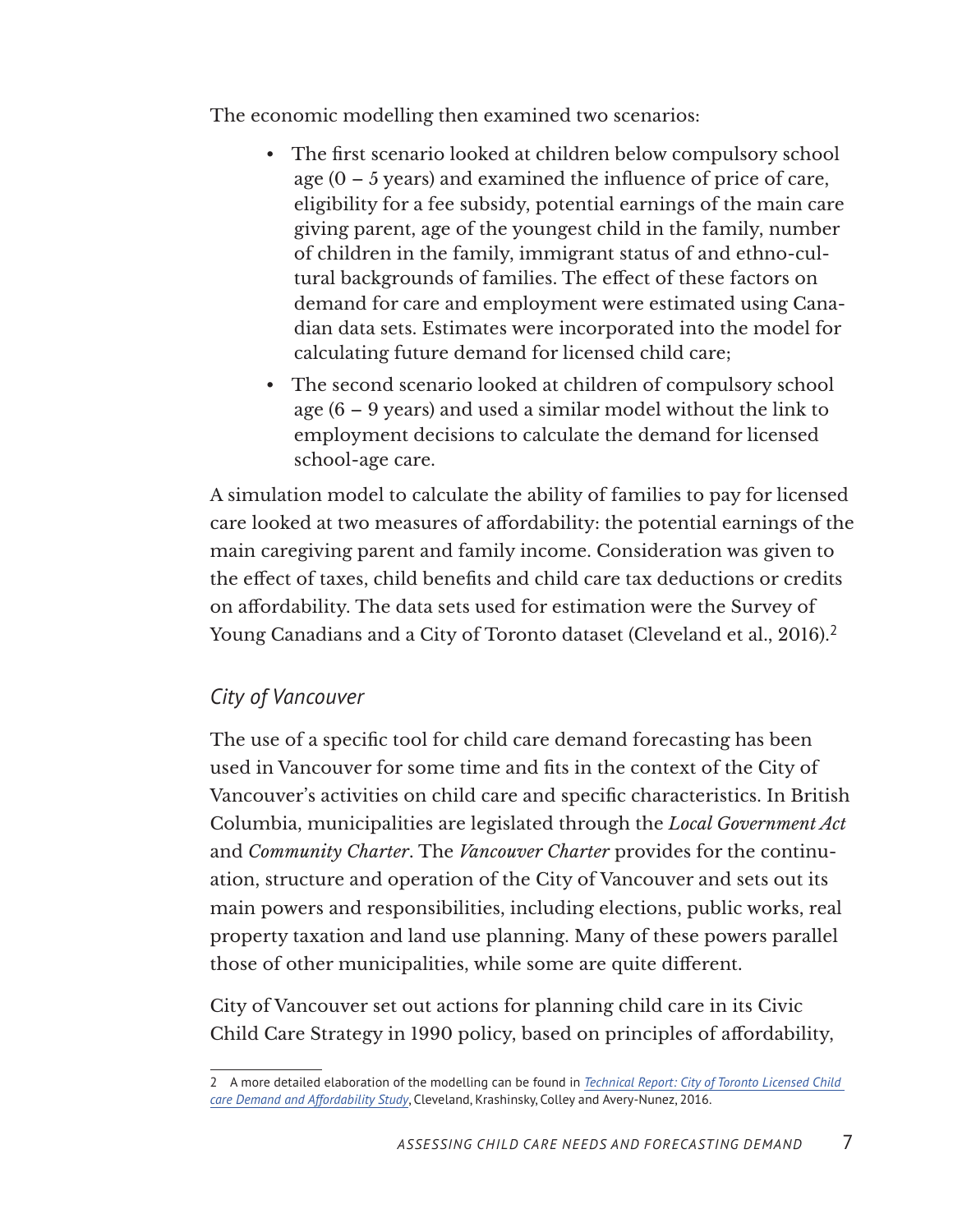The economic modelling then examined two scenarios:

- The first scenario looked at children below compulsory school age (0 – 5 years) and examined the influence of price of care, eligibility for a fee subsidy, potential earnings of the main care giving parent, age of the youngest child in the family, number of children in the family, immigrant status of and ethno-cultural backgrounds of families. The effect of these factors on demand for care and employment were estimated using Canadian data sets. Estimates were incorporated into the model for calculating future demand for licensed child care;
- The second scenario looked at children of compulsory school age (6 – 9 years) and used a similar model without the link to employment decisions to calculate the demand for licensed school-age care.

A simulation model to calculate the ability of families to pay for licensed care looked at two measures of affordability: the potential earnings of the main caregiving parent and family income. Consideration was given to the effect of taxes, child benefits and child care tax deductions or credits on affordability. The data sets used for estimation were the Survey of Young Canadians and a City of Toronto dataset (Cleveland et al., 2016).[2]

### *City of Vancouver*

The use of a specific tool for child care demand forecasting has been used in Vancouver for some time and fits in the context of the City of Vancouver's activities on child care and specific characteristics. In British Columbia, municipalities are legislated through the *Local Government Act* and *Community Charter*. The *Vancouver Charter* provides for the continuation, structure and operation of the City of Vancouver and sets out its main powers and responsibilities, including elections, public works, real property taxation and land use planning. Many of these powers parallel those of other municipalities, while some are quite different.

City of Vancouver set out actions for planning child care in its Civic Child Care Strategy in 1990 policy, based on principles of affordability,

---

[2] A more detailed elaboration of the modelling can be found in *Technical Report: City of Toronto Licensed Child care Demand and Affordability Study*, Cleveland, Krashinsky, Colley and Avery-Nunez, 2016.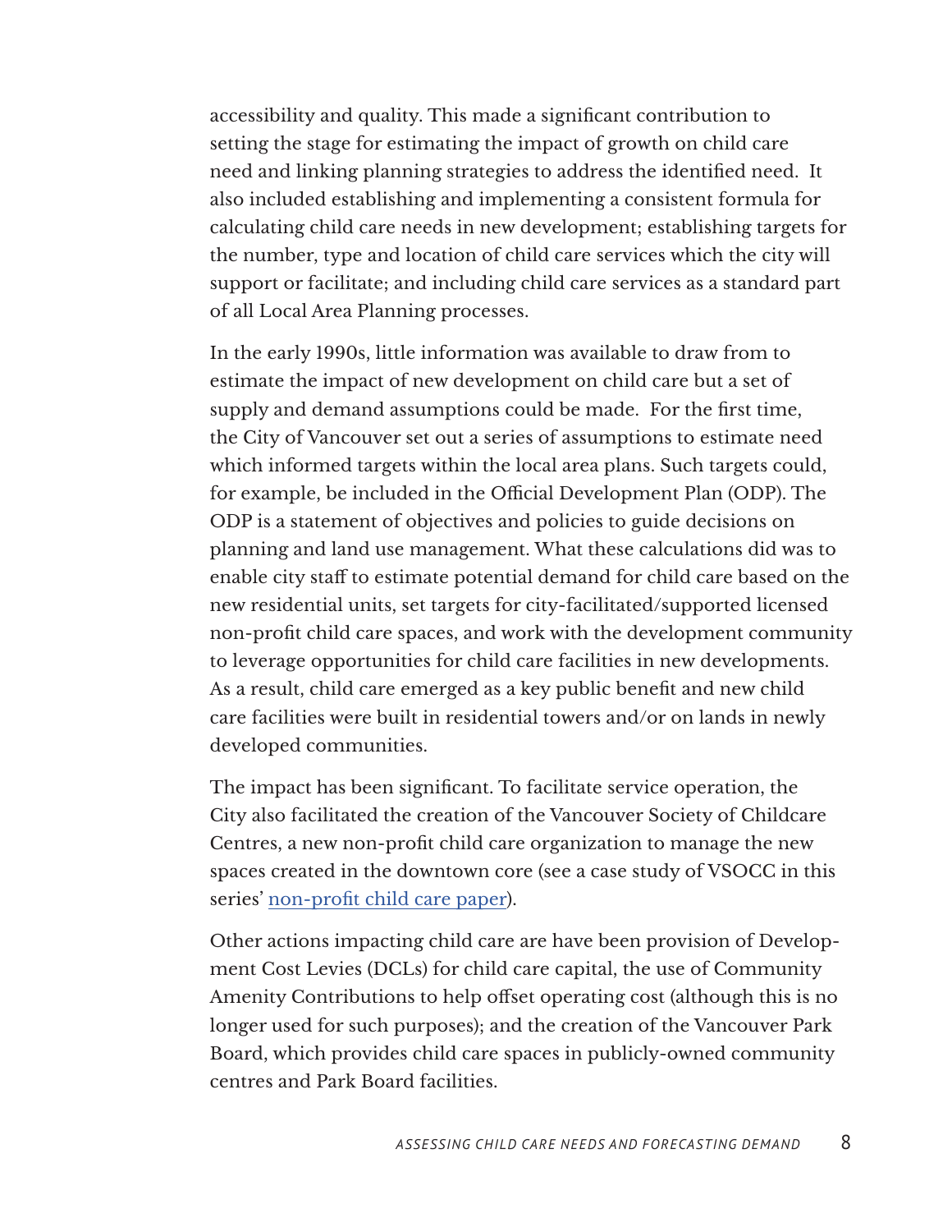accessibility and quality. This made a significant contribution to setting the stage for estimating the impact of growth on child care need and linking planning strategies to address the identified need. It also included establishing and implementing a consistent formula for calculating child care needs in new development; establishing targets for the number, type and location of child care services which the city will support or facilitate; and including child care services as a standard part of all Local Area Planning processes.

In the early 1990s, little information was available to draw from to estimate the impact of new development on child care but a set of supply and demand assumptions could be made. For the first time, the City of Vancouver set out a series of assumptions to estimate need which informed targets within the local area plans. Such targets could, for example, be included in the Official Development Plan (ODP). The ODP is a statement of objectives and policies to guide decisions on planning and land use management. What these calculations did was to enable city staff to estimate potential demand for child care based on the new residential units, set targets for city-facilitated/supported licensed non-profit child care spaces, and work with the development community to leverage opportunities for child care facilities in new developments. As a result, child care emerged as a key public benefit and new child care facilities were built in residential towers and/or on lands in newly developed communities.

The impact has been significant. To facilitate service operation, the City also facilitated the creation of the Vancouver Society of Childcare Centres, a new non-profit child care organization to manage the new spaces created in the downtown core (see a case study of VSOCC in this series' [non-profit child care paper]).

Other actions impacting child care are have been provision of Development Cost Levies (DCLs) for child care capital, the use of Community Amenity Contributions to help offset operating cost (although this is no longer used for such purposes); and the creation of the Vancouver Park Board, which provides child care spaces in publicly-owned community centres and Park Board facilities.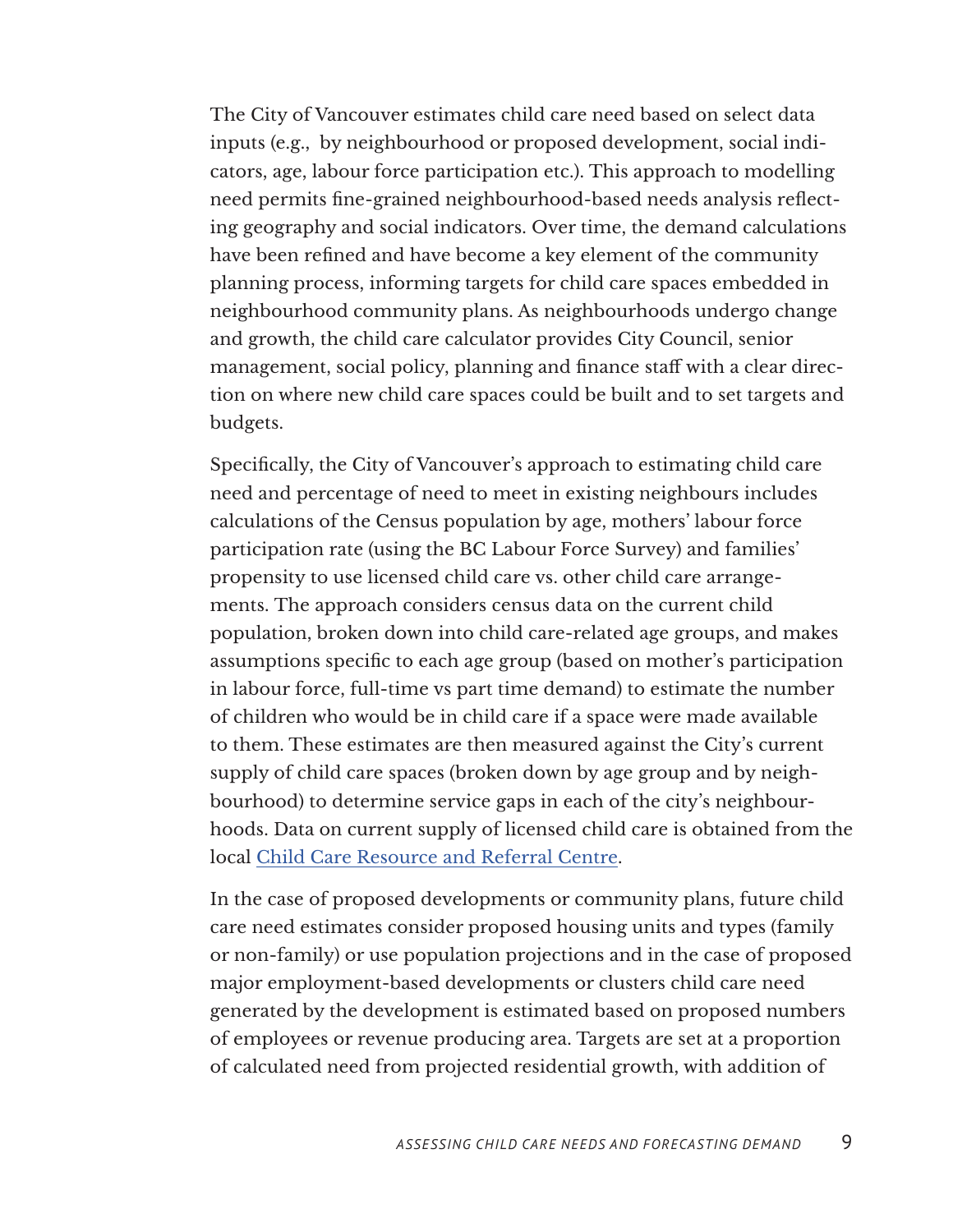The City of Vancouver estimates child care need based on select data inputs (e.g., by neighbourhood or proposed development, social indicators, age, labour force participation etc.). This approach to modelling need permits fine-grained neighbourhood-based needs analysis reflecting geography and social indicators. Over time, the demand calculations have been refined and have become a key element of the community planning process, informing targets for child care spaces embedded in neighbourhood community plans. As neighbourhoods undergo change and growth, the child care calculator provides City Council, senior management, social policy, planning and finance staff with a clear direction on where new child care spaces could be built and to set targets and budgets.

Specifically, the City of Vancouver's approach to estimating child care need and percentage of need to meet in existing neighbours includes calculations of the Census population by age, mothers' labour force participation rate (using the BC Labour Force Survey) and families' propensity to use licensed child care vs. other child care arrangements. The approach considers census data on the current child population, broken down into child care-related age groups, and makes assumptions specific to each age group (based on mother's participation in labour force, full-time vs part time demand) to estimate the number of children who would be in child care if a space were made available to them. These estimates are then measured against the City's current supply of child care spaces (broken down by age group and by neighbourhood) to determine service gaps in each of the city's neighbourhoods. Data on current supply of licensed child care is obtained from the local [Child Care Resource and Referral Centre](#).

In the case of proposed developments or community plans, future child care need estimates consider proposed housing units and types (family or non-family) or use population projections and in the case of proposed major employment-based developments or clusters child care need generated by the development is estimated based on proposed numbers of employees or revenue producing area. Targets are set at a proportion of calculated need from projected residential growth, with addition of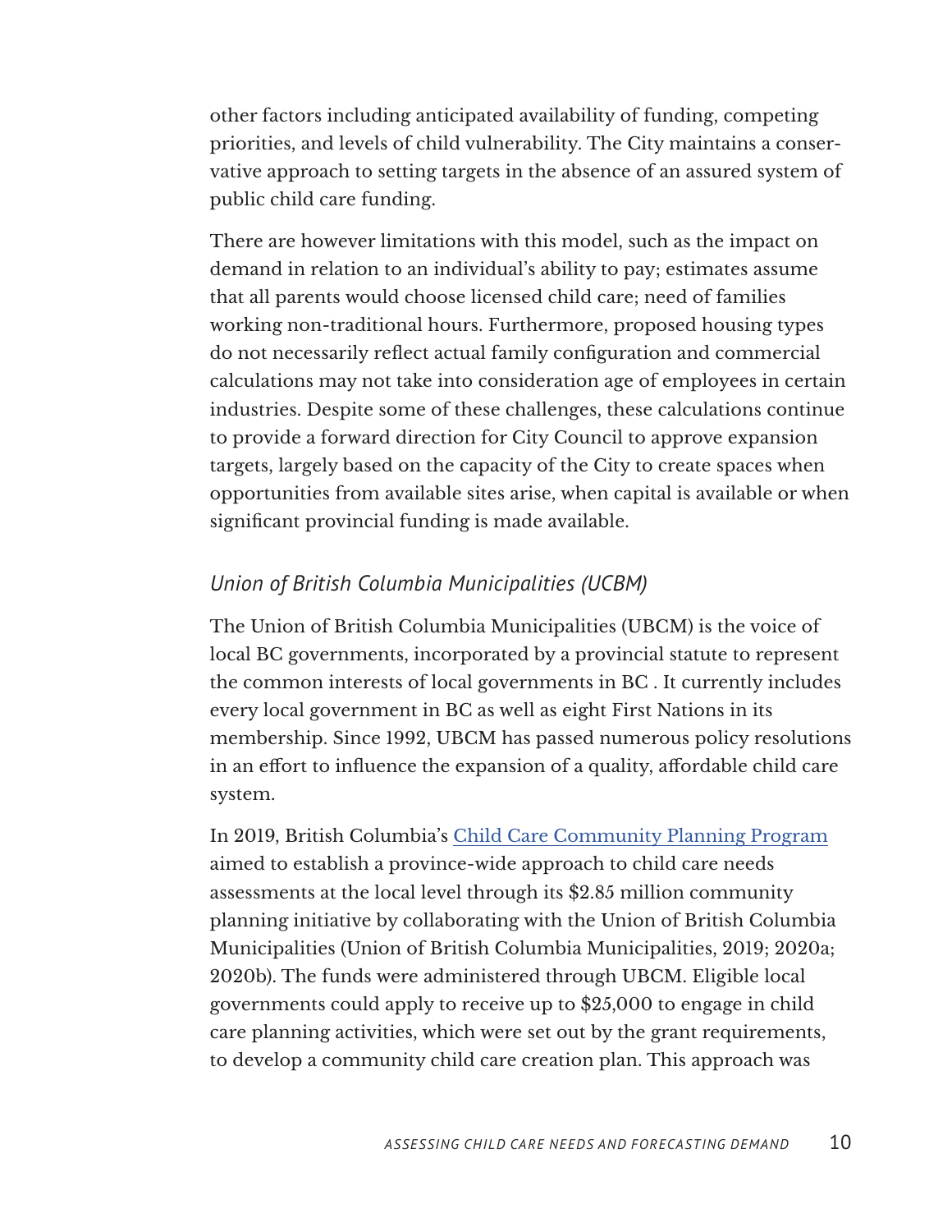other factors including anticipated availability of funding, competing priorities, and levels of child vulnerability. The City maintains a conservative approach to setting targets in the absence of an assured system of public child care funding.

There are however limitations with this model, such as the impact on demand in relation to an individual's ability to pay; estimates assume that all parents would choose licensed child care; need of families working non-traditional hours. Furthermore, proposed housing types do not necessarily reflect actual family configuration and commercial calculations may not take into consideration age of employees in certain industries. Despite some of these challenges, these calculations continue to provide a forward direction for City Council to approve expansion targets, largely based on the capacity of the City to create spaces when opportunities from available sites arise, when capital is available or when significant provincial funding is made available.

### *Union of British Columbia Municipalities (UCBM)*

The Union of British Columbia Municipalities (UBCM) is the voice of local BC governments, incorporated by a provincial statute to represent the common interests of local governments in BC . It currently includes every local government in BC as well as eight First Nations in its membership. Since 1992, UBCM has passed numerous policy resolutions in an effort to influence the expansion of a quality, affordable child care system.

In 2019, British Columbia's [Child Care Community Planning Program] aimed to establish a province-wide approach to child care needs assessments at the local level through its $2.85 million community planning initiative by collaborating with the Union of British Columbia Municipalities (Union of British Columbia Municipalities, 2019; 2020a; 2020b). The funds were administered through UBCM. Eligible local governments could apply to receive up to $25,000 to engage in child care planning activities, which were set out by the grant requirements, to develop a community child care creation plan. This approach was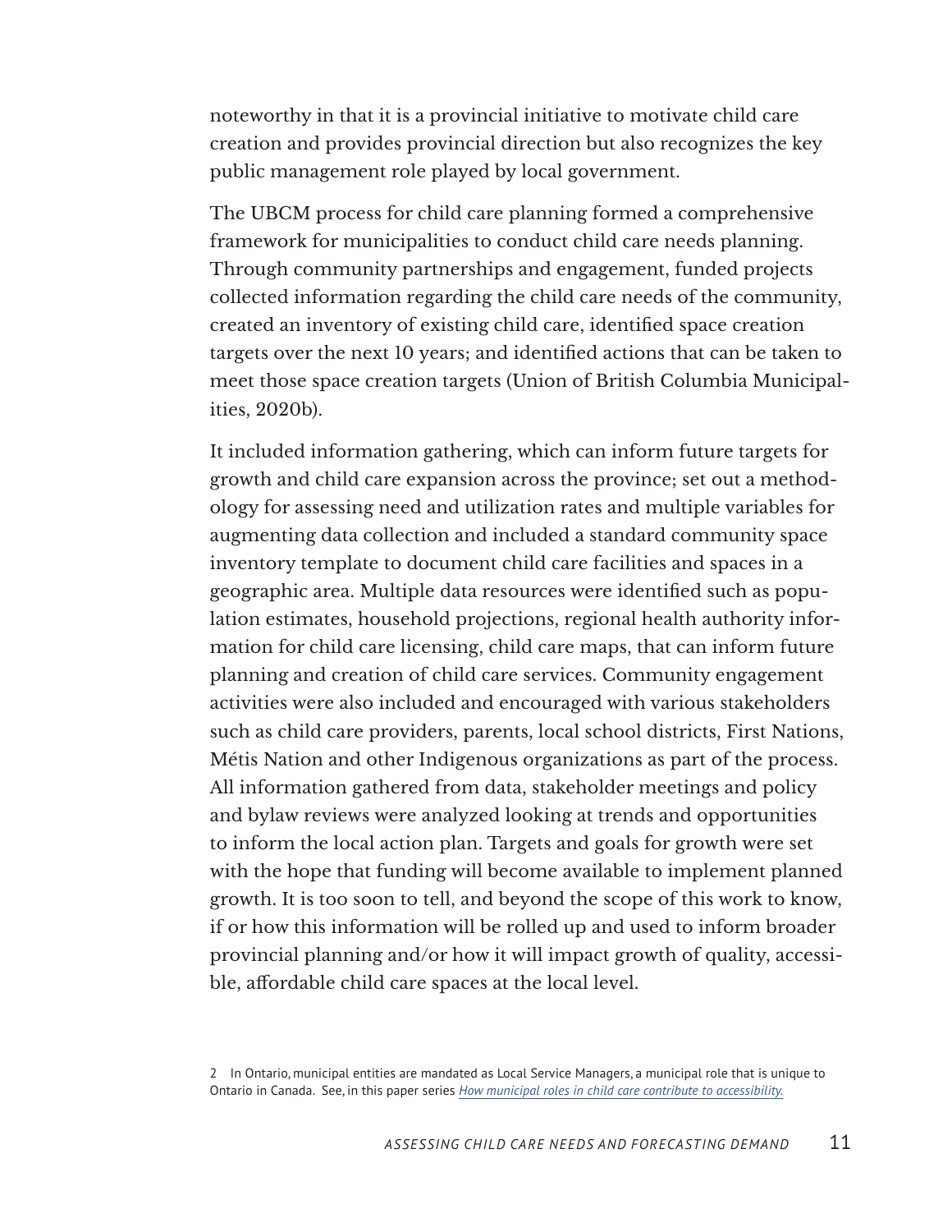noteworthy in that it is a provincial initiative to motivate child care creation and provides provincial direction but also recognizes the key public management role played by local government.

The UBCM process for child care planning formed a comprehensive framework for municipalities to conduct child care needs planning. Through community partnerships and engagement, funded projects collected information regarding the child care needs of the community, created an inventory of existing child care, identified space creation targets over the next 10 years; and identified actions that can be taken to meet those space creation targets (Union of British Columbia Municipalities, 2020b).

It included information gathering, which can inform future targets for growth and child care expansion across the province; set out a methodology for assessing need and utilization rates and multiple variables for augmenting data collection and included a standard community space inventory template to document child care facilities and spaces in a geographic area. Multiple data resources were identified such as population estimates, household projections, regional health authority information for child care licensing, child care maps, that can inform future planning and creation of child care services. Community engagement activities were also included and encouraged with various stakeholders such as child care providers, parents, local school districts, First Nations, Métis Nation and other Indigenous organizations as part of the process. All information gathered from data, stakeholder meetings and policy and bylaw reviews were analyzed looking at trends and opportunities to inform the local action plan. Targets and goals for growth were set with the hope that funding will become available to implement planned growth. It is too soon to tell, and beyond the scope of this work to know, if or how this information will be rolled up and used to inform broader provincial planning and/or how it will impact growth of quality, accessible, affordable child care spaces at the local level.

2 In Ontario, municipal entities are mandated as Local Service Managers, a municipal role that is unique to Ontario in Canada. See, in this paper series *How municipal roles in child care contribute to accessibility.*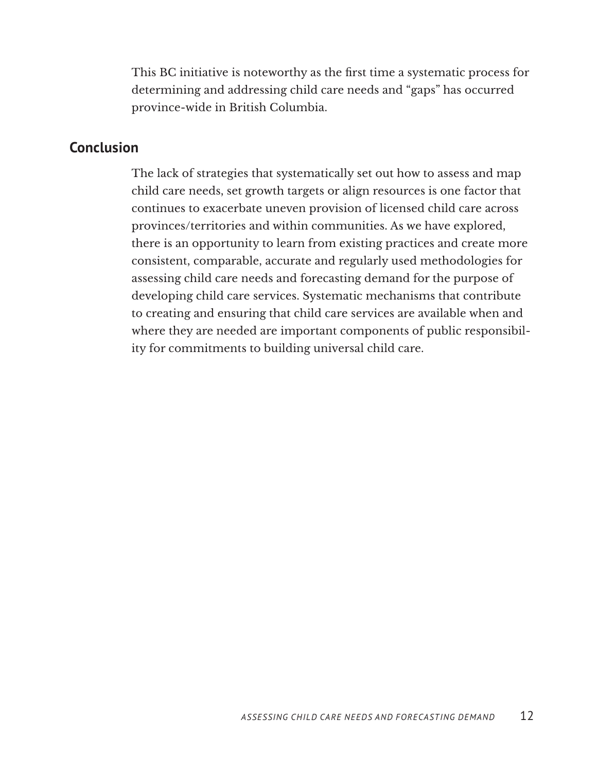This BC initiative is noteworthy as the first time a systematic process for determining and addressing child care needs and "gaps" has occurred province-wide in British Columbia.

## Conclusion

The lack of strategies that systematically set out how to assess and map child care needs, set growth targets or align resources is one factor that continues to exacerbate uneven provision of licensed child care across provinces/territories and within communities. As we have explored, there is an opportunity to learn from existing practices and create more consistent, comparable, accurate and regularly used methodologies for assessing child care needs and forecasting demand for the purpose of developing child care services. Systematic mechanisms that contribute to creating and ensuring that child care services are available when and where they are needed are important components of public responsibility for commitments to building universal child care.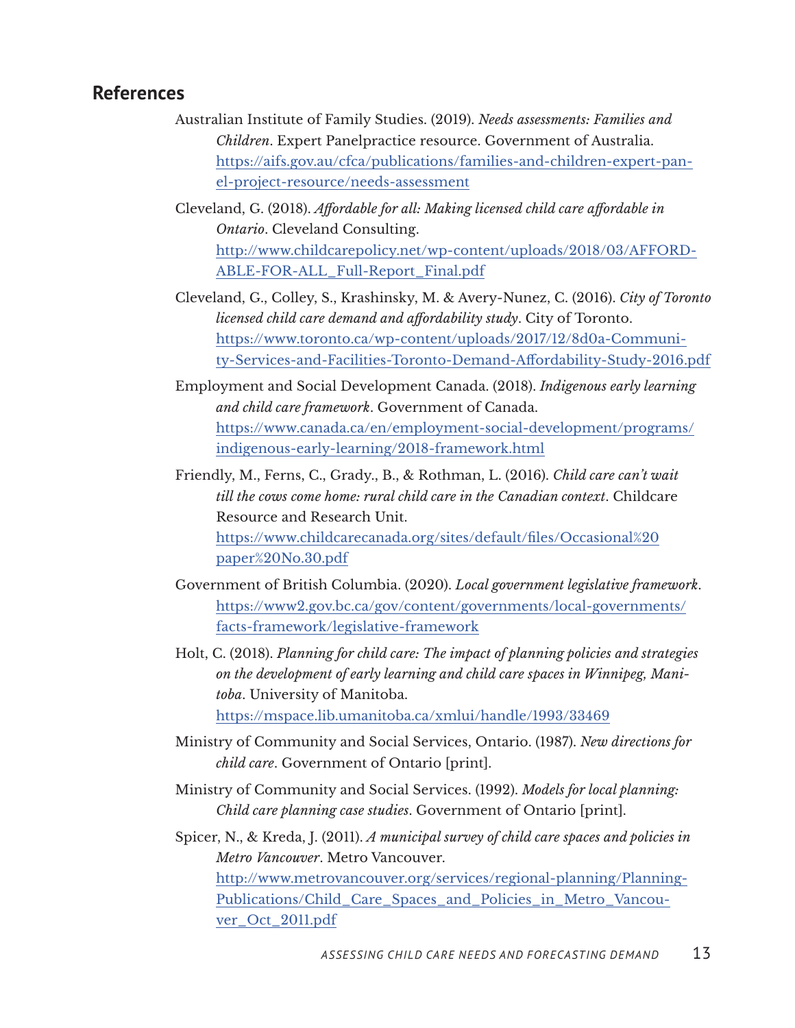## References

Australian Institute of Family Studies. (2019). *Needs assessments: Families and Children*. Expert Panelpractice resource. Government of Australia. https://aifs.gov.au/cfca/publications/families-and-children-expert-panel-project-resource/needs-assessment

Cleveland, G. (2018). *Affordable for all: Making licensed child care affordable in Ontario*. Cleveland Consulting. http://www.childcarepolicy.net/wp-content/uploads/2018/03/AFFORDABLE-FOR-ALL_Full-Report_Final.pdf

Cleveland, G., Colley, S., Krashinsky, M. & Avery-Nunez, C. (2016). *City of Toronto licensed child care demand and affordability study*. City of Toronto. https://www.toronto.ca/wp-content/uploads/2017/12/8d0a-Community-Services-and-Facilities-Toronto-Demand-Affordability-Study-2016.pdf

Employment and Social Development Canada. (2018). *Indigenous early learning and child care framework*. Government of Canada. https://www.canada.ca/en/employment-social-development/programs/indigenous-early-learning/2018-framework.html

Friendly, M., Ferns, C., Grady., B., & Rothman, L. (2016). *Child care can't wait till the cows come home: rural child care in the Canadian context*. Childcare Resource and Research Unit. https://www.childcarecanada.org/sites/default/files/Occasional%20paper%20No.30.pdf

Government of British Columbia. (2020). *Local government legislative framework*. https://www2.gov.bc.ca/gov/content/governments/local-governments/facts-framework/legislative-framework

Holt, C. (2018). *Planning for child care: The impact of planning policies and strategies on the development of early learning and child care spaces in Winnipeg, Manitoba*. University of Manitoba. https://mspace.lib.umanitoba.ca/xmlui/handle/1993/33469

Ministry of Community and Social Services, Ontario. (1987). *New directions for child care*. Government of Ontario [print].

Ministry of Community and Social Services. (1992). *Models for local planning: Child care planning case studies*. Government of Ontario [print].

Spicer, N., & Kreda, J. (2011). *A municipal survey of child care spaces and policies in Metro Vancouver*. Metro Vancouver. http://www.metrovancouver.org/services/regional-planning/Planning-Publications/Child_Care_Spaces_and_Policies_in_Metro_Vancouver_Oct_2011.pdf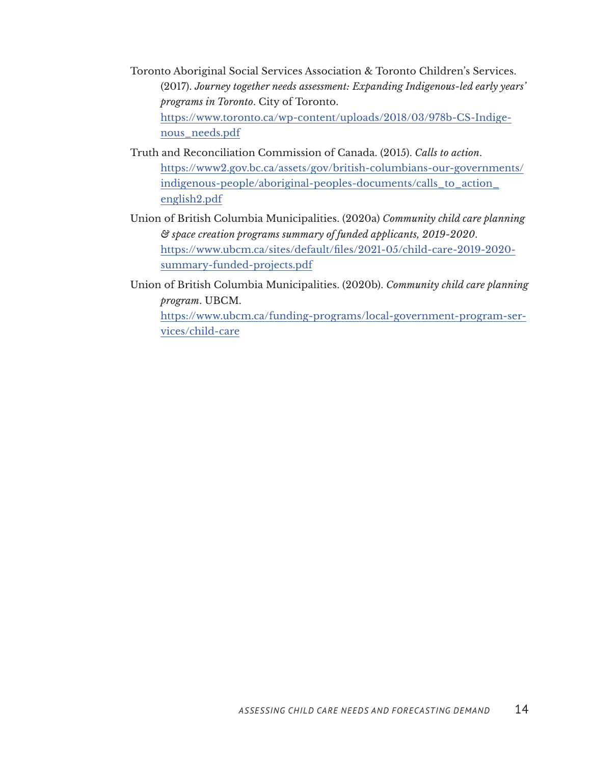Toronto Aboriginal Social Services Association & Toronto Children's Services. (2017). *Journey together needs assessment: Expanding Indigenous-led early years' programs in Toronto*. City of Toronto. [https://www.toronto.ca/wp-content/uploads/2018/03/978b-CS-Indigenous_needs.pdf](https://www.toronto.ca/wp-content/uploads/2018/03/978b-CS-Indigenous_needs.pdf)

Truth and Reconciliation Commission of Canada. (2015). *Calls to action*. [https://www2.gov.bc.ca/assets/gov/british-columbians-our-governments/indigenous-people/aboriginal-peoples-documents/calls_to_action_english2.pdf](https://www2.gov.bc.ca/assets/gov/british-columbians-our-governments/indigenous-people/aboriginal-peoples-documents/calls_to_action_english2.pdf)

Union of British Columbia Municipalities. (2020a) *Community child care planning & space creation programs summary of funded applicants, 2019-2020*. [https://www.ubcm.ca/sites/default/files/2021-05/child-care-2019-2020-summary-funded-projects.pdf](https://www.ubcm.ca/sites/default/files/2021-05/child-care-2019-2020-summary-funded-projects.pdf)

Union of British Columbia Municipalities. (2020b). *Community child care planning program*. UBCM. [https://www.ubcm.ca/funding-programs/local-government-program-services/child-care](https://www.ubcm.ca/funding-programs/local-government-program-services/child-care)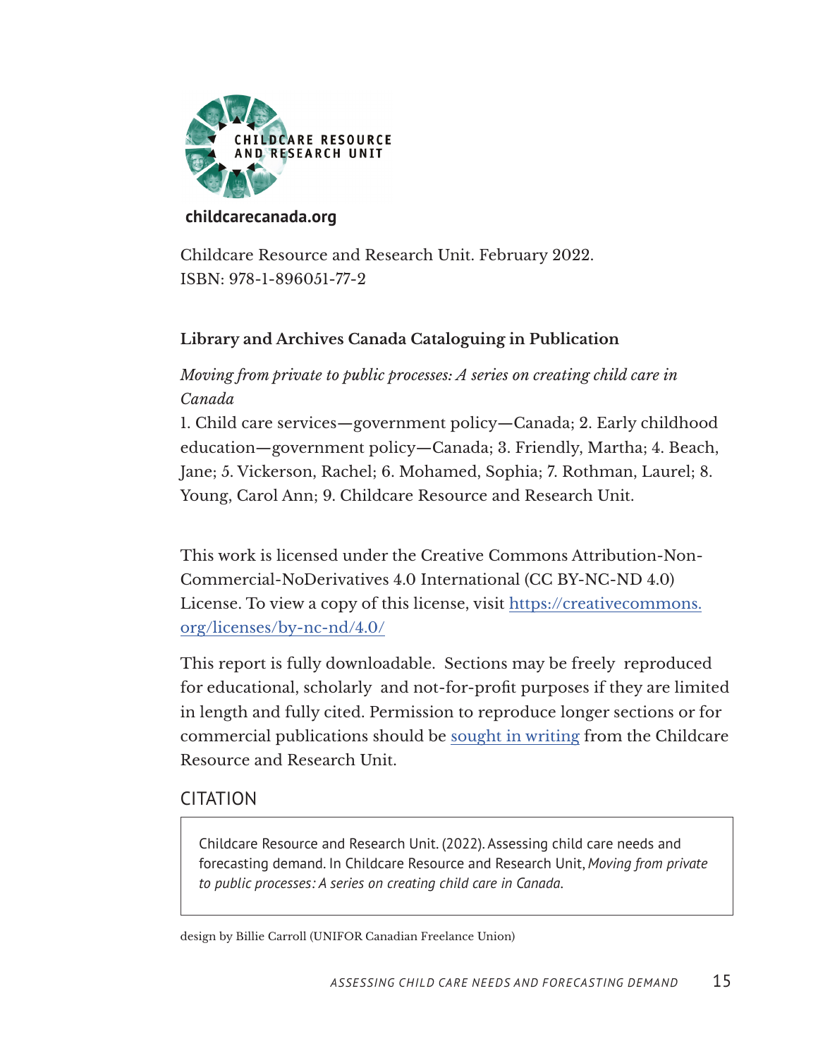CHILDCARE RESOURCE AND RESEARCH UNIT

**childcarecanada.org**

Childcare Resource and Research Unit. February 2022.
ISBN: 978-1-896051-77-2

**Library and Archives Canada Cataloguing in Publication**

*Moving from private to public processes: A series on creating child care in Canada*

1. Child care services—government policy—Canada; 2. Early childhood education—government policy—Canada; 3. Friendly, Martha; 4. Beach, Jane; 5. Vickerson, Rachel; 6. Mohamed, Sophia; 7. Rothman, Laurel; 8. Young, Carol Ann; 9. Childcare Resource and Research Unit.

This work is licensed under the Creative Commons Attribution-Non-Commercial-NoDerivatives 4.0 International (CC BY-NC-ND 4.0) License. To view a copy of this license, visit [https://creativecommons.org/licenses/by-nc-nd/4.0/](https://creativecommons.org/licenses/by-nc-nd/4.0/)

This report is fully downloadable. Sections may be freely reproduced for educational, scholarly and not-for-profit purposes if they are limited in length and fully cited. Permission to reproduce longer sections or for commercial publications should be sought in writing from the Childcare Resource and Research Unit.

## CITATION

> Childcare Resource and Research Unit. (2022). Assessing child care needs and forecasting demand. In Childcare Resource and Research Unit, *Moving from private to public processes: A series on creating child care in Canada.*

design by Billie Carroll (UNIFOR Canadian Freelance Union)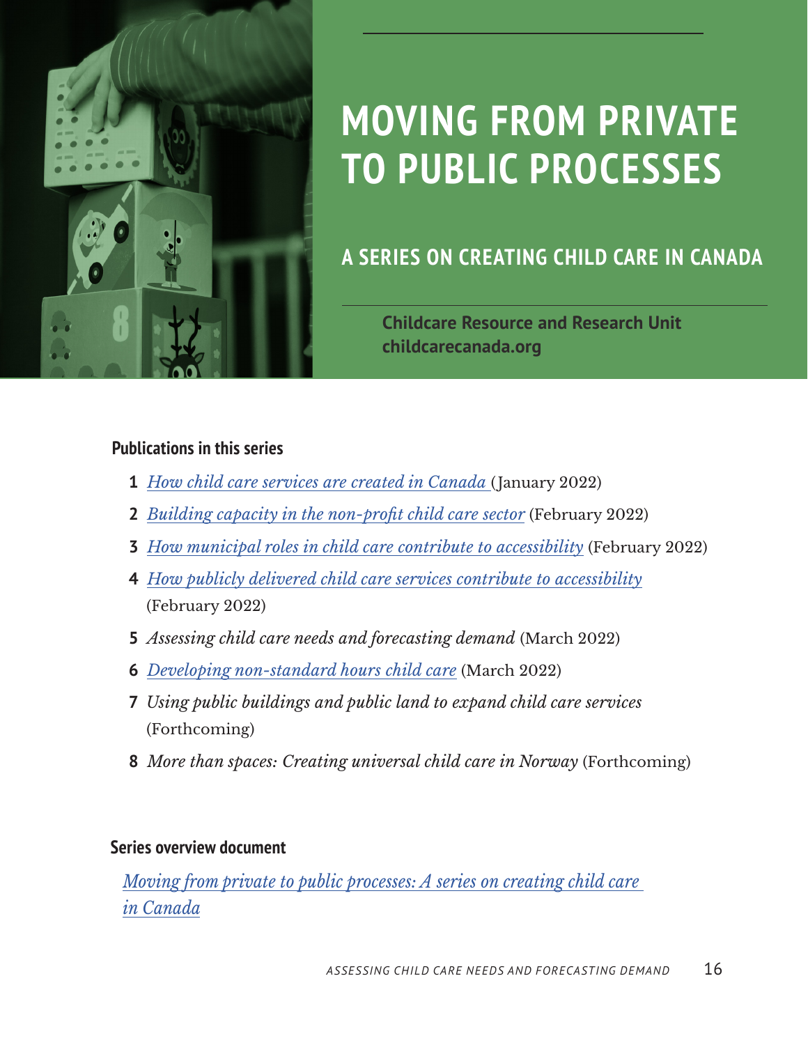# MOVING FROM PRIVATE TO PUBLIC PROCESSES

## A SERIES ON CREATING CHILD CARE IN CANADA

**Childcare Resource and Research Unit**
**childcarecanada.org**

### Publications in this series

1. *How child care services are created in Canada* (January 2022)
2. *Building capacity in the non-profit child care sector* (February 2022)
3. *How municipal roles in child care contribute to accessibility* (February 2022)
4. *How publicly delivered child care services contribute to accessibility* (February 2022)
5. *Assessing child care needs and forecasting demand* (March 2022)
6. *Developing non-standard hours child care* (March 2022)
7. *Using public buildings and public land to expand child care services* (Forthcoming)
8. *More than spaces: Creating universal child care in Norway* (Forthcoming)

### Series overview document

*Moving from private to public processes: A series on creating child care in Canada*